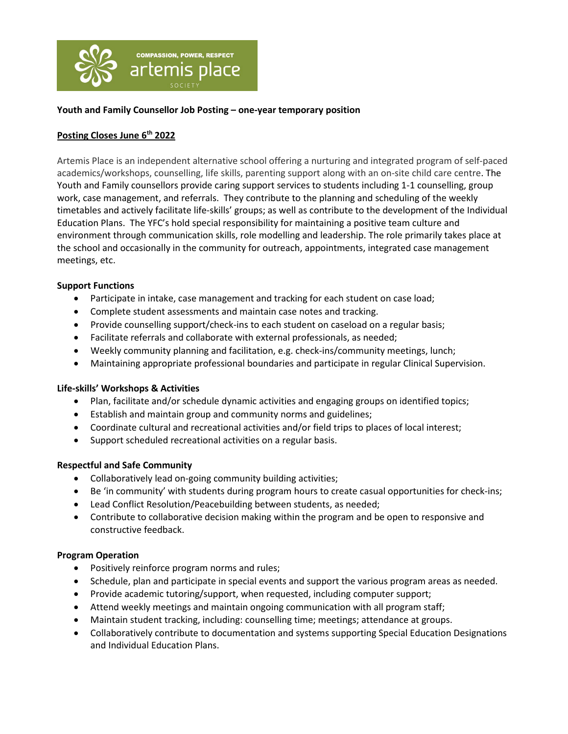**Youth and Family Counsellor Job Posting – one-year temporary position**

**Posting Closes June 6th 2022**

Artemis Place is an independent alternative school offering a nurturing and integrated program of self-paced academics/workshops, counselling, life skills, parenting support along with an on-site child care centre. The Youth and Family counsellors provide caring support services to students including 1-1 counselling, group work, case management, and referrals. They contribute to the planning and scheduling of the weekly timetables and actively facilitate life-skills' groups; as well as contribute to the development of the Individual Education Plans. The YFC's hold special responsibility for maintaining a positive team culture and environment through communication skills, role modelling and leadership. The role primarily takes place at the school and occasionally in the community for outreach, appointments, integrated case management meetings, etc.

**Support Functions**

- Participate in intake, case management and tracking for each student on case load;
- Complete student assessments and maintain case notes and tracking.
- Provide counselling support/check-ins to each student on caseload on a regular basis;
- Facilitate referrals and collaborate with external professionals, as needed;
- Weekly community planning and facilitation, e.g. check-ins/community meetings, lunch;
- Maintaining appropriate professional boundaries and participate in regular Clinical Supervision.

**Life-skills' Workshops & Activities**

- Plan, facilitate and/or schedule dynamic activities and engaging groups on identified topics;
- Establish and maintain group and community norms and guidelines;
- Coordinate cultural and recreational activities and/or field trips to places of local interest;
- Support scheduled recreational activities on a regular basis.

**Respectful and Safe Community**

- Collaboratively lead on-going community building activities;
- Be 'in community' with students during program hours to create casual opportunities for check-ins;
- Lead Conflict Resolution/Peacebuilding between students, as needed;
- Contribute to collaborative decision making within the program and be open to responsive and constructive feedback.

**Program Operation**

- Positively reinforce program norms and rules;
- Schedule, plan and participate in special events and support the various program areas as needed.
- Provide academic tutoring/support, when requested, including computer support;
- Attend weekly meetings and maintain ongoing communication with all program staff;
- Maintain student tracking, including: counselling time; meetings; attendance at groups.
- Collaboratively contribute to documentation and systems supporting Special Education Designations and Individual Education Plans.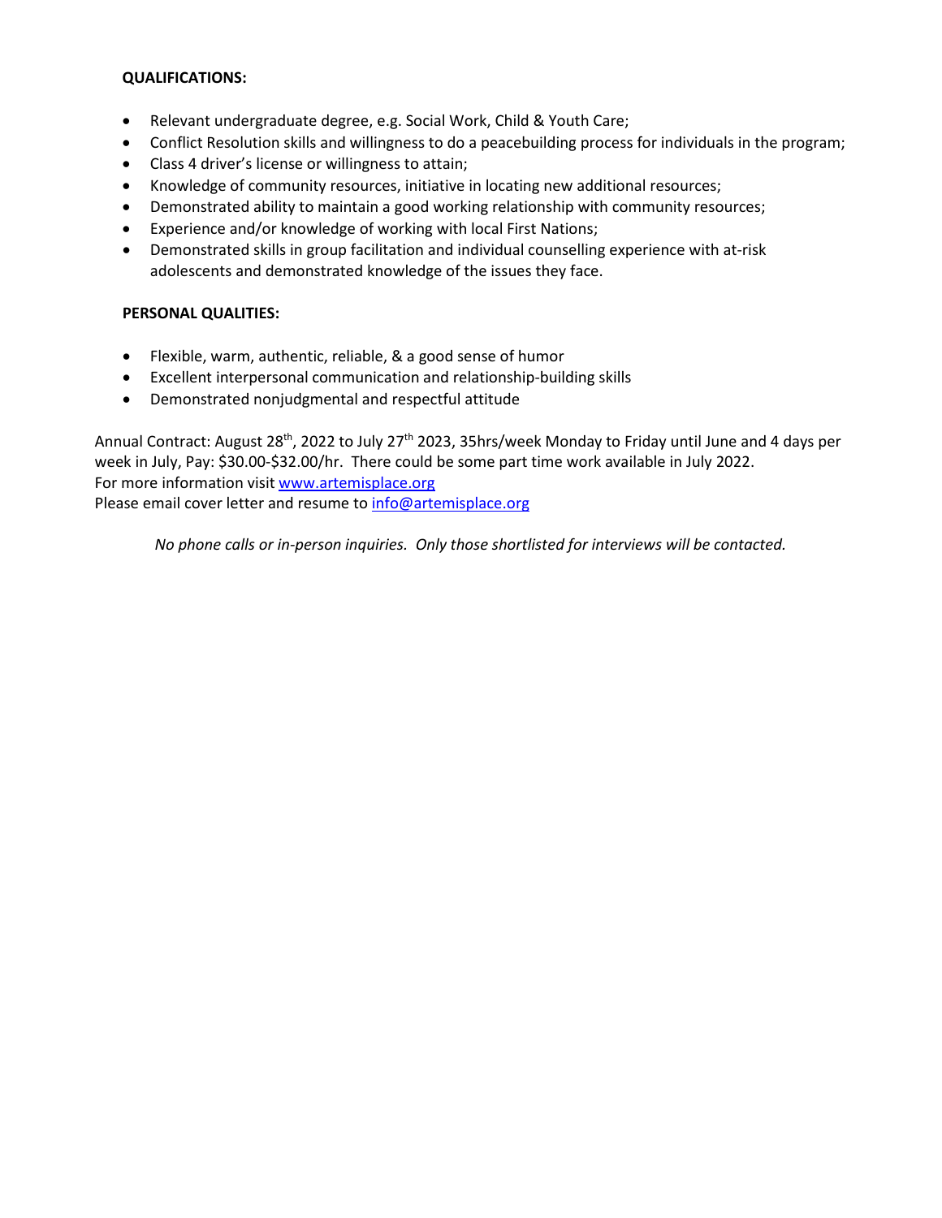**QUALIFICATIONS:**

- Relevant undergraduate degree, e.g. Social Work, Child & Youth Care;
- Conflict Resolution skills and willingness to do a peacebuilding process for individuals in the program;
- Class 4 driver's license or willingness to attain;
- Knowledge of community resources, initiative in locating new additional resources;
- Demonstrated ability to maintain a good working relationship with community resources;
- Experience and/or knowledge of working with local First Nations;
- Demonstrated skills in group facilitation and individual counselling experience with at-risk adolescents and demonstrated knowledge of the issues they face.

**PERSONAL QUALITIES:**

- Flexible, warm, authentic, reliable, & a good sense of humor
- Excellent interpersonal communication and relationship-building skills
- Demonstrated nonjudgmental and respectful attitude

Annual Contract: August 28th, 2022 to July 27th 2023, 35hrs/week Monday to Friday until June and 4 days per week in July, Pay: $30.00-$32.00/hr. There could be some part time work available in July 2022.
For more information visit [www.artemisplace.org](http://www.artemisplace.org)
Please email cover letter and resume to [info@artemisplace.org](mailto:info@artemisplace.org)

*No phone calls or in-person inquiries. Only those shortlisted for interviews will be contacted.*